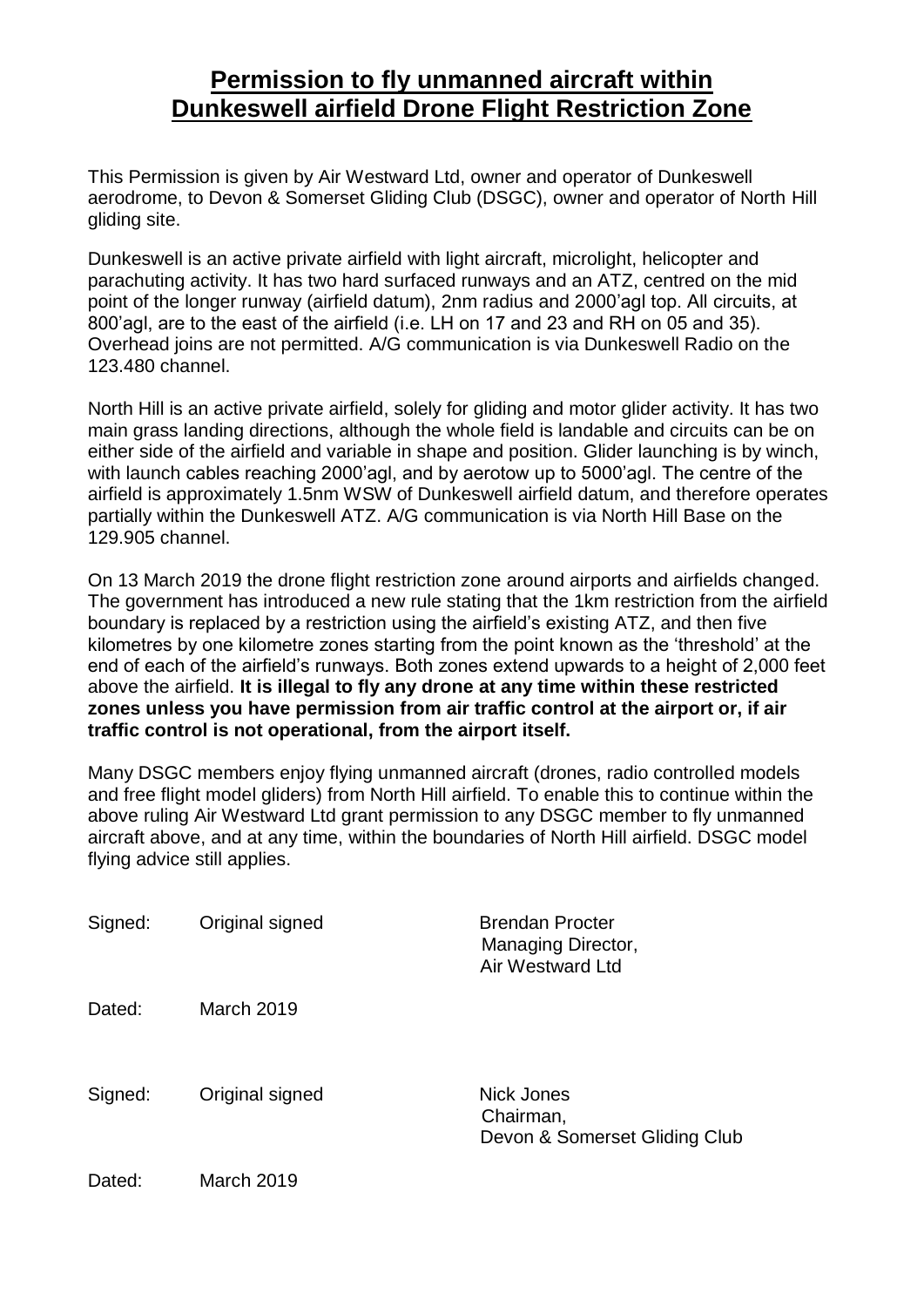# **Permission to fly unmanned aircraft within Dunkeswell airfield Drone Flight Restriction Zone**

This Permission is given by Air Westward Ltd, owner and operator of Dunkeswell aerodrome, to Devon & Somerset Gliding Club (DSGC), owner and operator of North Hill gliding site.

Dunkeswell is an active private airfield with light aircraft, microlight, helicopter and parachuting activity. It has two hard surfaced runways and an ATZ, centred on the mid point of the longer runway (airfield datum), 2nm radius and 2000'agl top. All circuits, at 800'agl, are to the east of the airfield (i.e. LH on 17 and 23 and RH on 05 and 35). Overhead joins are not permitted. A/G communication is via Dunkeswell Radio on the 123.480 channel.

North Hill is an active private airfield, solely for gliding and motor glider activity. It has two main grass landing directions, although the whole field is landable and circuits can be on either side of the airfield and variable in shape and position. Glider launching is by winch, with launch cables reaching 2000'agl, and by aerotow up to 5000'agl. The centre of the airfield is approximately 1.5nm WSW of Dunkeswell airfield datum, and therefore operates partially within the Dunkeswell ATZ. A/G communication is via North Hill Base on the 129.905 channel.

On 13 March 2019 the drone flight restriction zone around airports and airfields changed. The government has introduced a new rule stating that the 1km restriction from the airfield boundary is replaced by a restriction using the airfield's existing ATZ, and then five kilometres by one kilometre zones starting from the point known as the 'threshold' at the end of each of the airfield's runways. Both zones extend upwards to a height of 2,000 feet above the airfield. **It is illegal to fly any drone at any time within these restricted zones unless you have permission from air traffic control at the airport or, if air traffic control is not operational, from the airport itself.**

Many DSGC members enjoy flying unmanned aircraft (drones, radio controlled models and free flight model gliders) from North Hill airfield. To enable this to continue within the above ruling Air Westward Ltd grant permission to any DSGC member to fly unmanned aircraft above, and at any time, within the boundaries of North Hill airfield. DSGC model flying advice still applies.

Signed: Original signed

Brendan Procter
Managing Director,
Air Westward Ltd

Dated: March 2019

Signed: Original signed

Nick Jones
Chairman,
Devon & Somerset Gliding Club

Dated: March 2019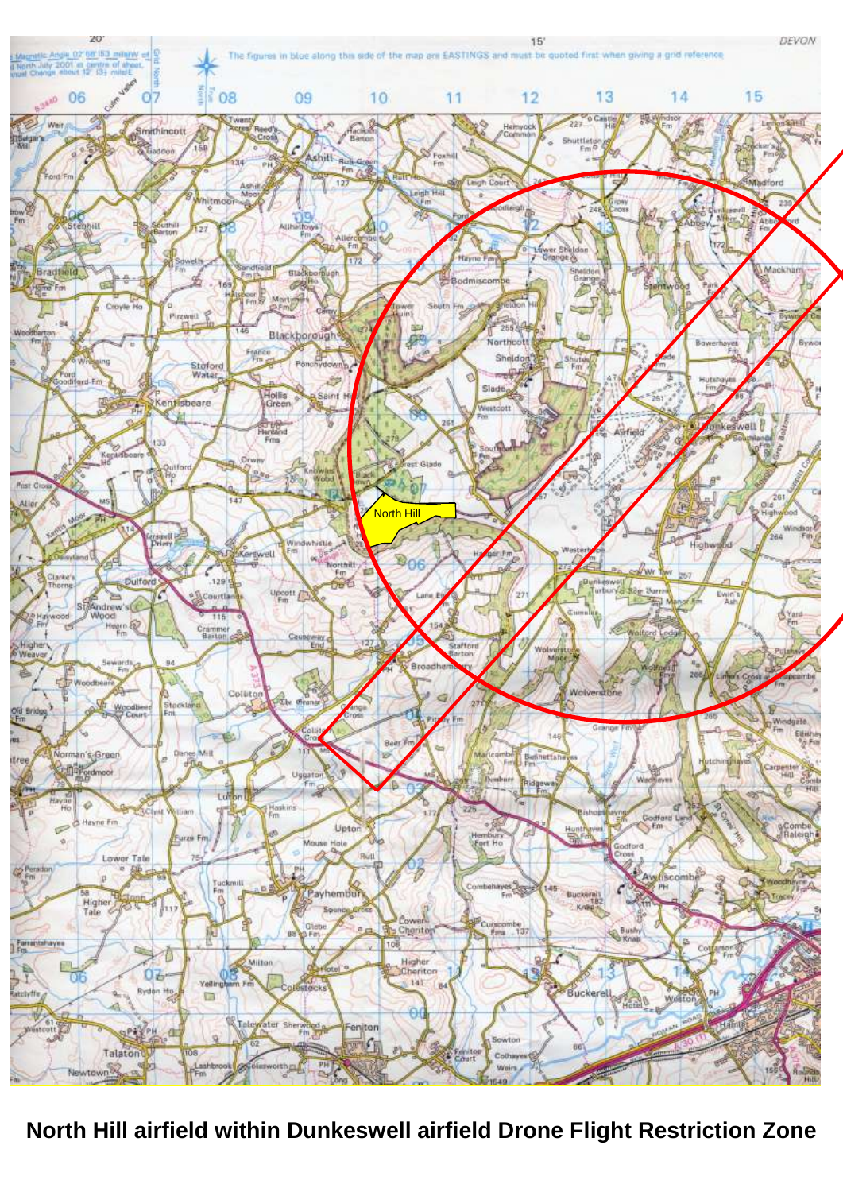North Hill airfield within Dunkeswell airfield Drone Flight Restriction Zone